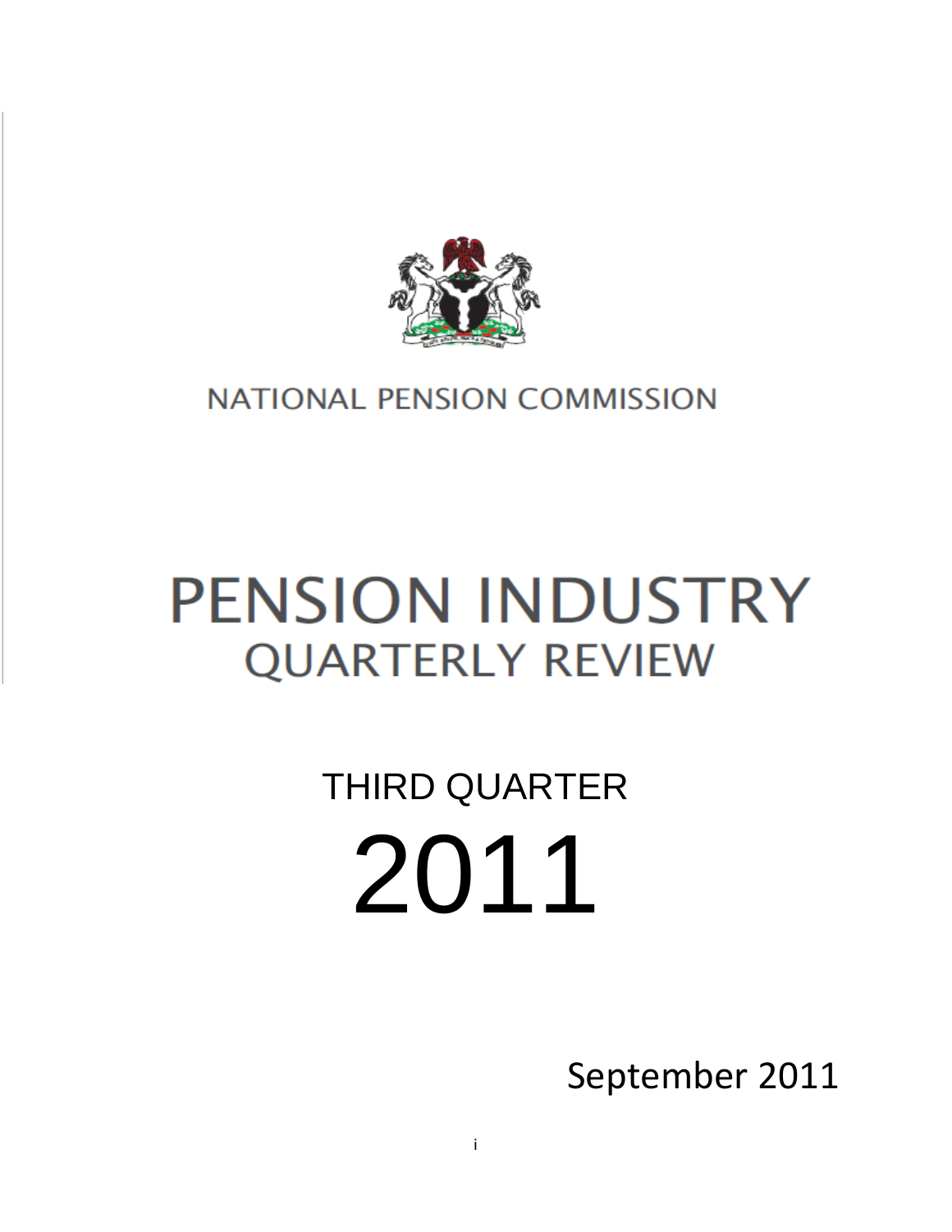NATIONAL PENSION COMMISSION

# PENSION INDUSTRY
## QUARTERLY REVIEW

THIRD QUARTER

# 2011

September 2011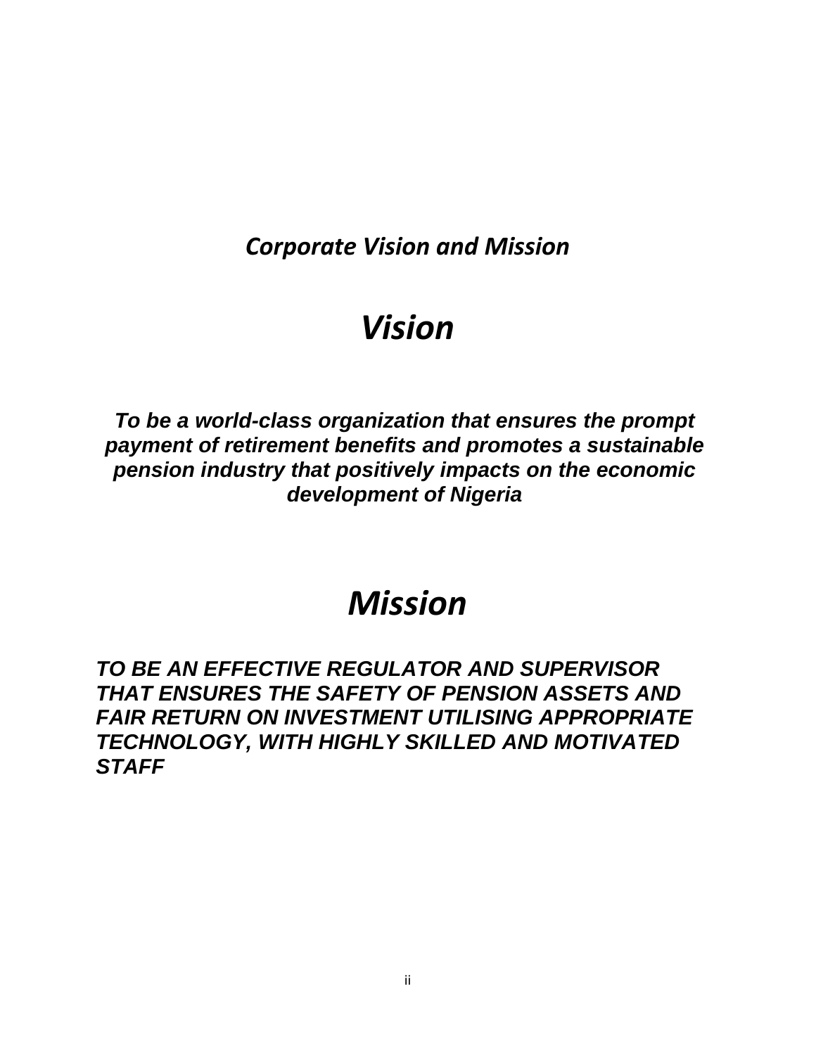## *Corporate Vision and Mission*

# *Vision*

***To be a world-class organization that ensures the prompt payment of retirement benefits and promotes a sustainable pension industry that positively impacts on the economic development of Nigeria***

# *Mission*

***TO BE AN EFFECTIVE REGULATOR AND SUPERVISOR THAT ENSURES THE SAFETY OF PENSION ASSETS AND FAIR RETURN ON INVESTMENT UTILISING APPROPRIATE TECHNOLOGY, WITH HIGHLY SKILLED AND MOTIVATED STAFF***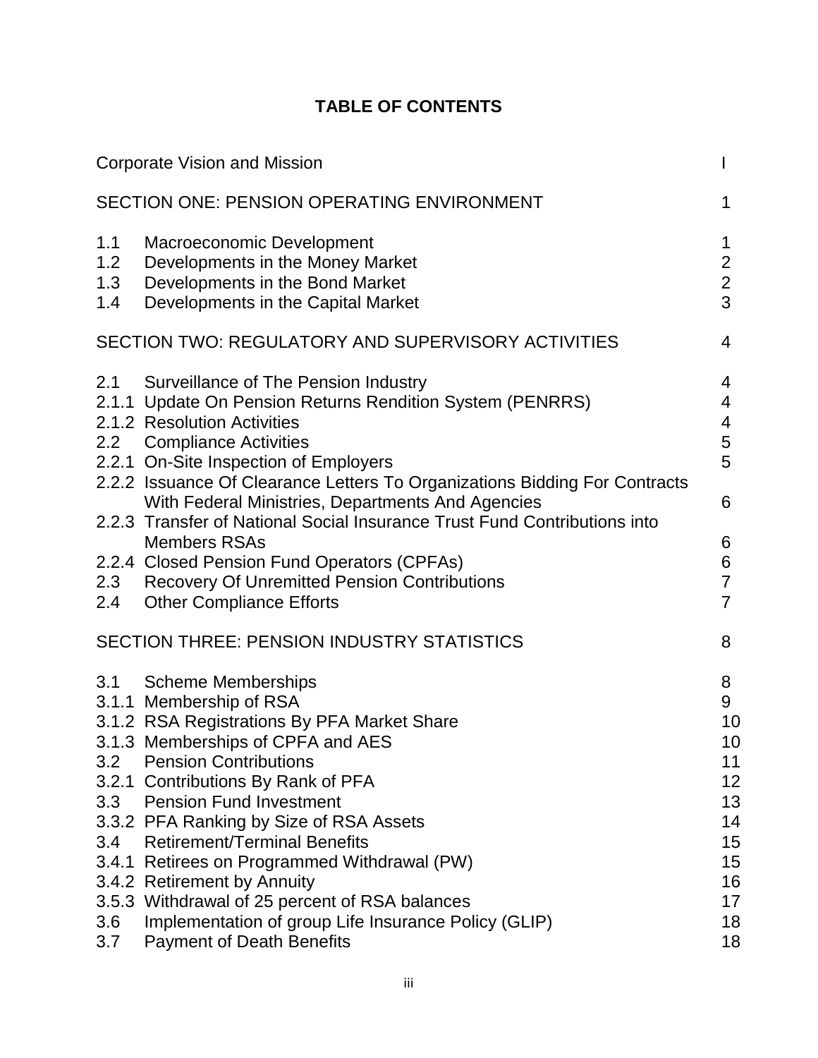# TABLE OF CONTENTS

| | | |
|---|---|---|
| Corporate Vision and Mission | | I |
| SECTION ONE: PENSION OPERATING ENVIRONMENT | | 1 |
| 1.1 | Macroeconomic Development | 1 |
| 1.2 | Developments in the Money Market | 2 |
| 1.3 | Developments in the Bond Market | 2 |
| 1.4 | Developments in the Capital Market | 3 |
| SECTION TWO: REGULATORY AND SUPERVISORY ACTIVITIES | | 4 |
| 2.1 | Surveillance of The Pension Industry | 4 |
| 2.1.1 | Update On Pension Returns Rendition System (PENRRS) | 4 |
| 2.1.2 | Resolution Activities | 4 |
| 2.2 | Compliance Activities | 5 |
| 2.2.1 | On-Site Inspection of Employers | 5 |
| 2.2.2 | Issuance Of Clearance Letters To Organizations Bidding For Contracts With Federal Ministries, Departments And Agencies | 6 |
| 2.2.3 | Transfer of National Social Insurance Trust Fund Contributions into Members RSAs | 6 |
| 2.2.4 | Closed Pension Fund Operators (CPFAs) | 6 |
| 2.3 | Recovery Of Unremitted Pension Contributions | 7 |
| 2.4 | Other Compliance Efforts | 7 |
| SECTION THREE: PENSION INDUSTRY STATISTICS | | 8 |
| 3.1 | Scheme Memberships | 8 |
| 3.1.1 | Membership of RSA | 9 |
| 3.1.2 | RSA Registrations By PFA Market Share | 10 |
| 3.1.3 | Memberships of CPFA and AES | 10 |
| 3.2 | Pension Contributions | 11 |
| 3.2.1 | Contributions By Rank of PFA | 12 |
| 3.3 | Pension Fund Investment | 13 |
| 3.3.2 | PFA Ranking by Size of RSA Assets | 14 |
| 3.4 | Retirement/Terminal Benefits | 15 |
| 3.4.1 | Retirees on Programmed Withdrawal (PW) | 15 |
| 3.4.2 | Retirement by Annuity | 16 |
| 3.5.3 | Withdrawal of 25 percent of RSA balances | 17 |
| 3.6 | Implementation of group Life Insurance Policy (GLIP) | 18 |
| 3.7 | Payment of Death Benefits | 18 |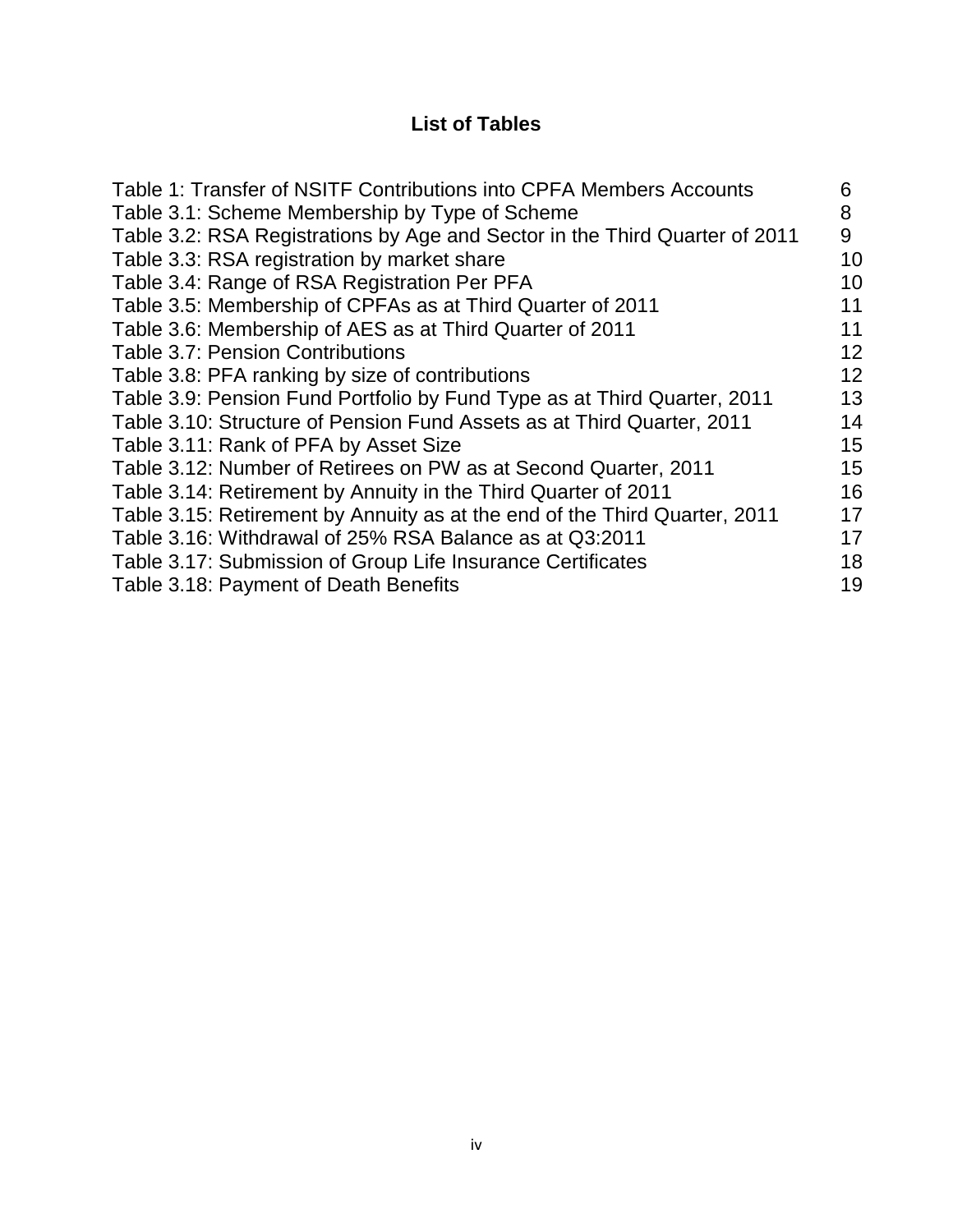## List of Tables

| | |
|---|---|
| Table 1: Transfer of NSITF Contributions into CPFA Members Accounts | 6 |
| Table 3.1: Scheme Membership by Type of Scheme | 8 |
| Table 3.2: RSA Registrations by Age and Sector in the Third Quarter of 2011 | 9 |
| Table 3.3: RSA registration by market share | 10 |
| Table 3.4: Range of RSA Registration Per PFA | 10 |
| Table 3.5: Membership of CPFAs as at Third Quarter of 2011 | 11 |
| Table 3.6: Membership of AES as at Third Quarter of 2011 | 11 |
| Table 3.7: Pension Contributions | 12 |
| Table 3.8: PFA ranking by size of contributions | 12 |
| Table 3.9: Pension Fund Portfolio by Fund Type as at Third Quarter, 2011 | 13 |
| Table 3.10: Structure of Pension Fund Assets as at Third Quarter, 2011 | 14 |
| Table 3.11: Rank of PFA by Asset Size | 15 |
| Table 3.12: Number of Retirees on PW as at Second Quarter, 2011 | 15 |
| Table 3.14: Retirement by Annuity in the Third Quarter of 2011 | 16 |
| Table 3.15: Retirement by Annuity as at the end of the Third Quarter, 2011 | 17 |
| Table 3.16: Withdrawal of 25% RSA Balance as at Q3:2011 | 17 |
| Table 3.17: Submission of Group Life Insurance Certificates | 18 |
| Table 3.18: Payment of Death Benefits | 19 |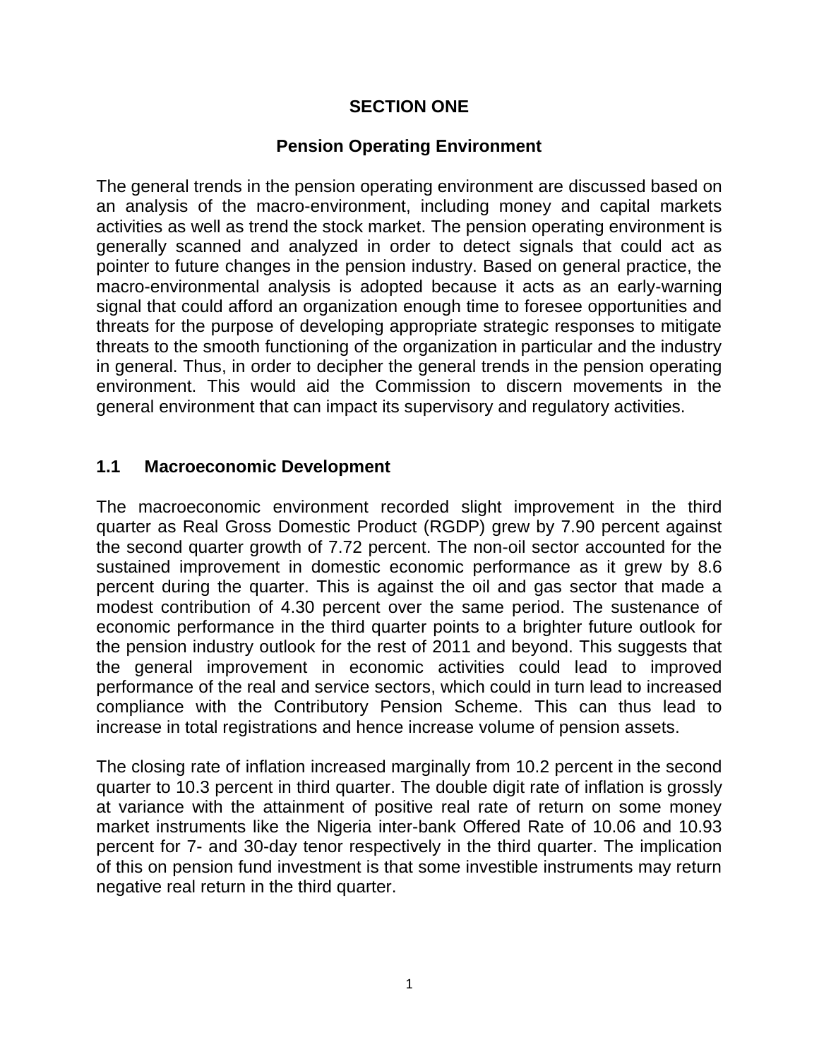# SECTION ONE

## Pension Operating Environment

The general trends in the pension operating environment are discussed based on an analysis of the macro-environment, including money and capital markets activities as well as trend the stock market. The pension operating environment is generally scanned and analyzed in order to detect signals that could act as pointer to future changes in the pension industry. Based on general practice, the macro-environmental analysis is adopted because it acts as an early-warning signal that could afford an organization enough time to foresee opportunities and threats for the purpose of developing appropriate strategic responses to mitigate threats to the smooth functioning of the organization in particular and the industry in general. Thus, in order to decipher the general trends in the pension operating environment. This would aid the Commission to discern movements in the general environment that can impact its supervisory and regulatory activities.

### 1.1 Macroeconomic Development

The macroeconomic environment recorded slight improvement in the third quarter as Real Gross Domestic Product (RGDP) grew by 7.90 percent against the second quarter growth of 7.72 percent. The non-oil sector accounted for the sustained improvement in domestic economic performance as it grew by 8.6 percent during the quarter. This is against the oil and gas sector that made a modest contribution of 4.30 percent over the same period. The sustenance of economic performance in the third quarter points to a brighter future outlook for the pension industry outlook for the rest of 2011 and beyond. This suggests that the general improvement in economic activities could lead to improved performance of the real and service sectors, which could in turn lead to increased compliance with the Contributory Pension Scheme. This can thus lead to increase in total registrations and hence increase volume of pension assets.

The closing rate of inflation increased marginally from 10.2 percent in the second quarter to 10.3 percent in third quarter. The double digit rate of inflation is grossly at variance with the attainment of positive real rate of return on some money market instruments like the Nigeria inter-bank Offered Rate of 10.06 and 10.93 percent for 7- and 30-day tenor respectively in the third quarter. The implication of this on pension fund investment is that some investible instruments may return negative real return in the third quarter.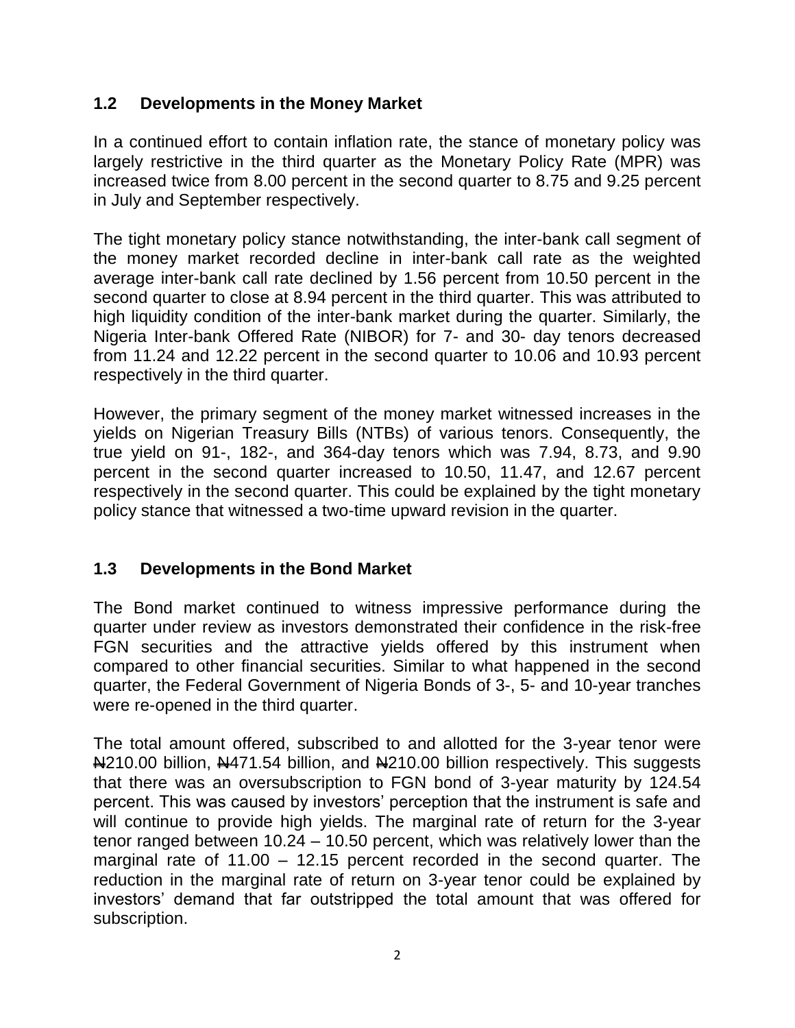## 1.2 Developments in the Money Market

In a continued effort to contain inflation rate, the stance of monetary policy was largely restrictive in the third quarter as the Monetary Policy Rate (MPR) was increased twice from 8.00 percent in the second quarter to 8.75 and 9.25 percent in July and September respectively.

The tight monetary policy stance notwithstanding, the inter-bank call segment of the money market recorded decline in inter-bank call rate as the weighted average inter-bank call rate declined by 1.56 percent from 10.50 percent in the second quarter to close at 8.94 percent in the third quarter. This was attributed to high liquidity condition of the inter-bank market during the quarter. Similarly, the Nigeria Inter-bank Offered Rate (NIBOR) for 7- and 30- day tenors decreased from 11.24 and 12.22 percent in the second quarter to 10.06 and 10.93 percent respectively in the third quarter.

However, the primary segment of the money market witnessed increases in the yields on Nigerian Treasury Bills (NTBs) of various tenors. Consequently, the true yield on 91-, 182-, and 364-day tenors which was 7.94, 8.73, and 9.90 percent in the second quarter increased to 10.50, 11.47, and 12.67 percent respectively in the second quarter. This could be explained by the tight monetary policy stance that witnessed a two-time upward revision in the quarter.

## 1.3 Developments in the Bond Market

The Bond market continued to witness impressive performance during the quarter under review as investors demonstrated their confidence in the risk-free FGN securities and the attractive yields offered by this instrument when compared to other financial securities. Similar to what happened in the second quarter, the Federal Government of Nigeria Bonds of 3-, 5- and 10-year tranches were re-opened in the third quarter.

The total amount offered, subscribed to and allotted for the 3-year tenor were ₦210.00 billion, ₦471.54 billion, and ₦210.00 billion respectively. This suggests that there was an oversubscription to FGN bond of 3-year maturity by 124.54 percent. This was caused by investors' perception that the instrument is safe and will continue to provide high yields. The marginal rate of return for the 3-year tenor ranged between 10.24 – 10.50 percent, which was relatively lower than the marginal rate of 11.00 – 12.15 percent recorded in the second quarter. The reduction in the marginal rate of return on 3-year tenor could be explained by investors' demand that far outstripped the total amount that was offered for subscription.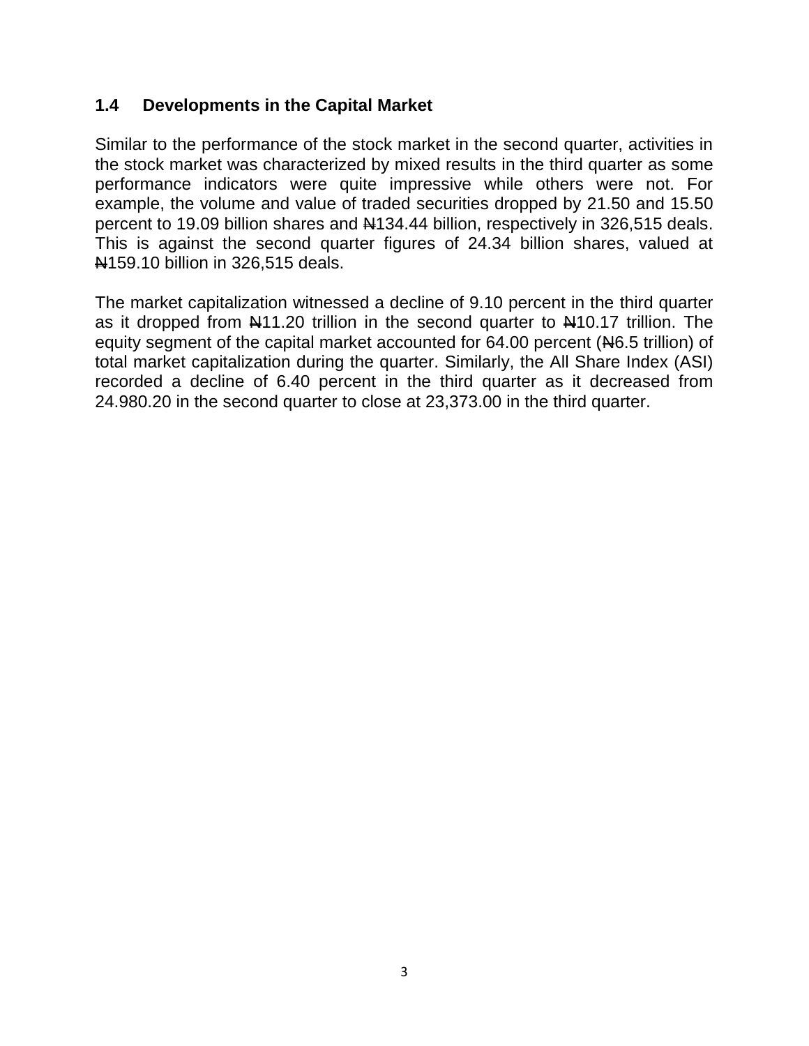## 1.4 Developments in the Capital Market

Similar to the performance of the stock market in the second quarter, activities in the stock market was characterized by mixed results in the third quarter as some performance indicators were quite impressive while others were not. For example, the volume and value of traded securities dropped by 21.50 and 15.50 percent to 19.09 billion shares and ₦134.44 billion, respectively in 326,515 deals. This is against the second quarter figures of 24.34 billion shares, valued at ₦159.10 billion in 326,515 deals.

The market capitalization witnessed a decline of 9.10 percent in the third quarter as it dropped from ₦11.20 trillion in the second quarter to ₦10.17 trillion. The equity segment of the capital market accounted for 64.00 percent (₦6.5 trillion) of total market capitalization during the quarter. Similarly, the All Share Index (ASI) recorded a decline of 6.40 percent in the third quarter as it decreased from 24.980.20 in the second quarter to close at 23,373.00 in the third quarter.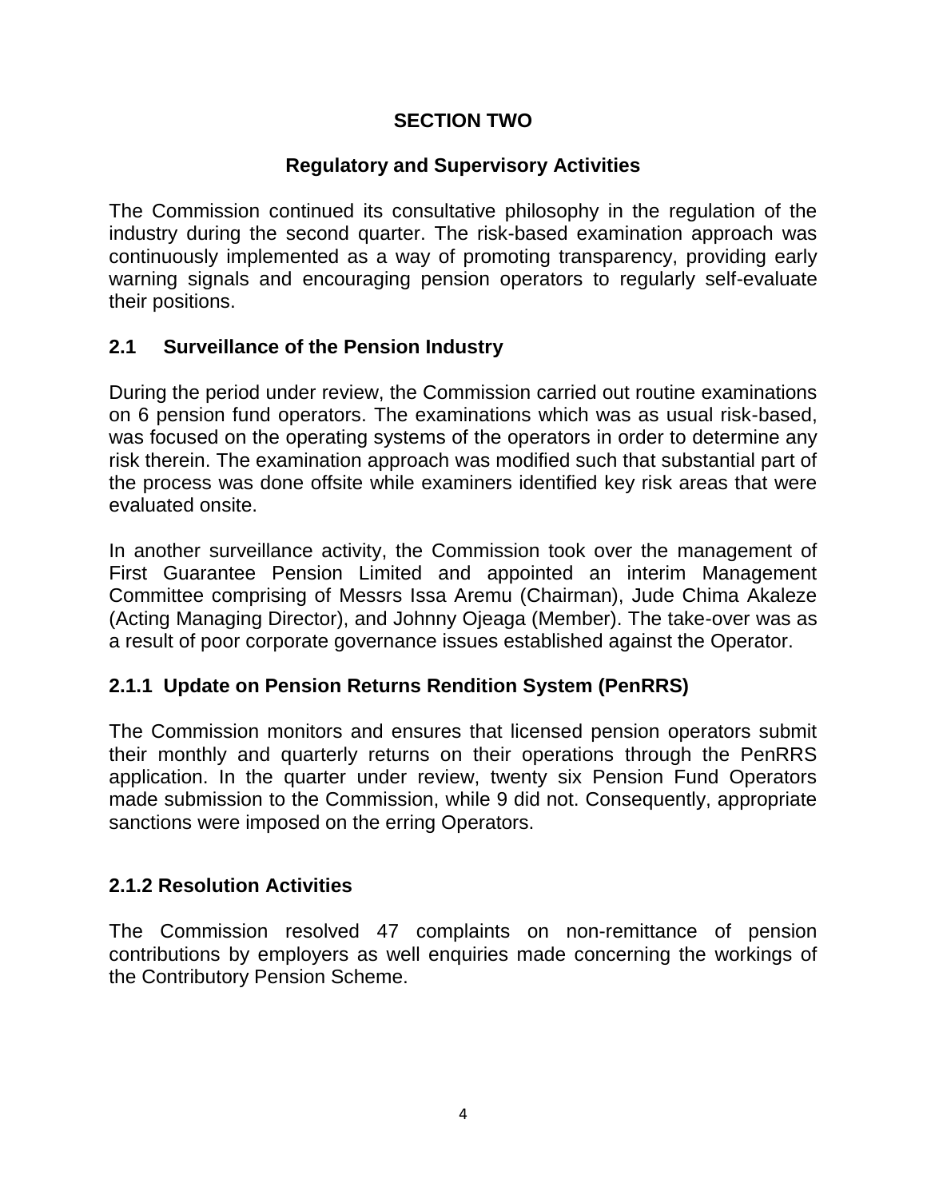# SECTION TWO

## Regulatory and Supervisory Activities

The Commission continued its consultative philosophy in the regulation of the industry during the second quarter. The risk-based examination approach was continuously implemented as a way of promoting transparency, providing early warning signals and encouraging pension operators to regularly self-evaluate their positions.

### 2.1 Surveillance of the Pension Industry

During the period under review, the Commission carried out routine examinations on 6 pension fund operators. The examinations which was as usual risk-based, was focused on the operating systems of the operators in order to determine any risk therein. The examination approach was modified such that substantial part of the process was done offsite while examiners identified key risk areas that were evaluated onsite.

In another surveillance activity, the Commission took over the management of First Guarantee Pension Limited and appointed an interim Management Committee comprising of Messrs Issa Aremu (Chairman), Jude Chima Akaleze (Acting Managing Director), and Johnny Ojeaga (Member). The take-over was as a result of poor corporate governance issues established against the Operator.

#### 2.1.1 Update on Pension Returns Rendition System (PenRRS)

The Commission monitors and ensures that licensed pension operators submit their monthly and quarterly returns on their operations through the PenRRS application. In the quarter under review, twenty six Pension Fund Operators made submission to the Commission, while 9 did not. Consequently, appropriate sanctions were imposed on the erring Operators.

#### 2.1.2 Resolution Activities

The Commission resolved 47 complaints on non-remittance of pension contributions by employers as well enquiries made concerning the workings of the Contributory Pension Scheme.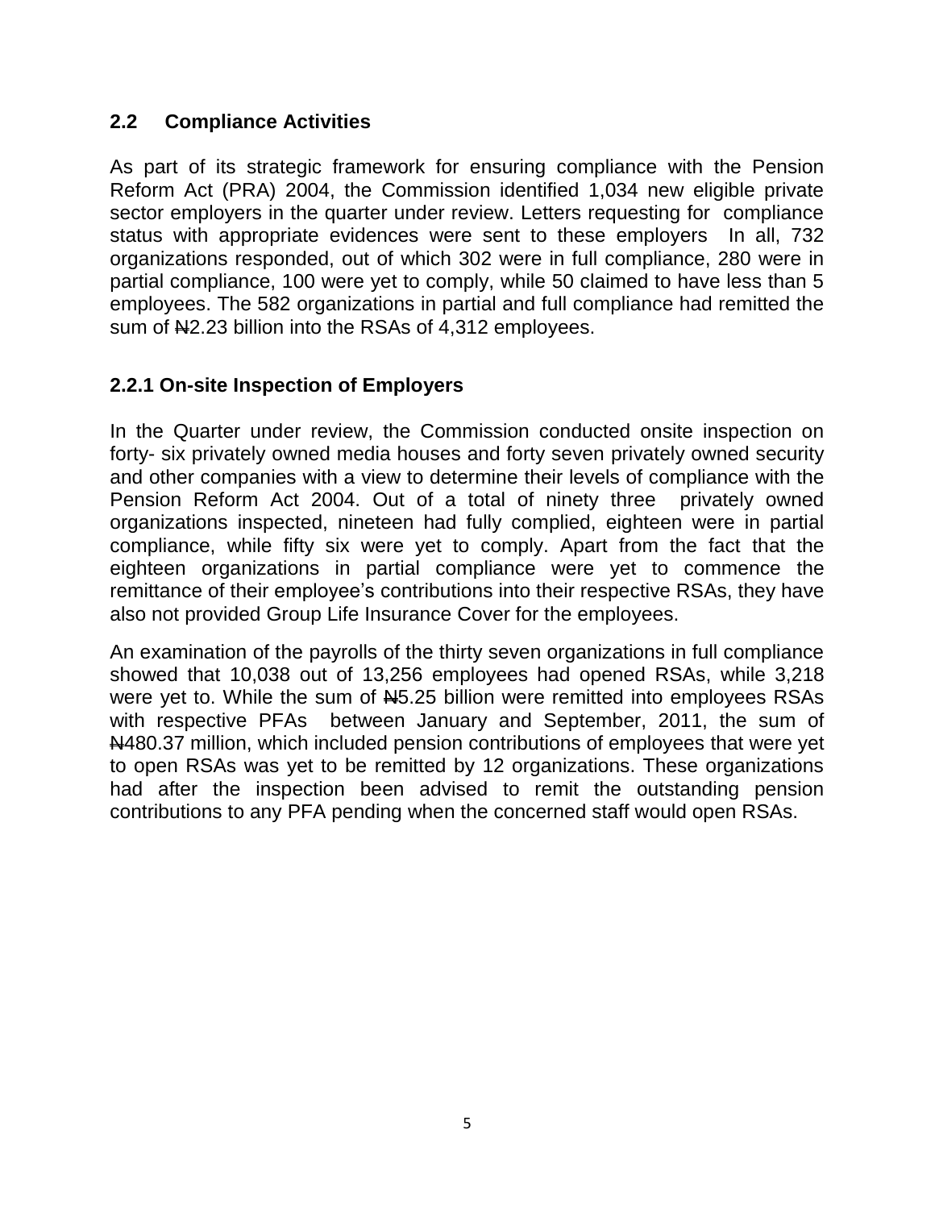## 2.2 Compliance Activities

As part of its strategic framework for ensuring compliance with the Pension Reform Act (PRA) 2004, the Commission identified 1,034 new eligible private sector employers in the quarter under review. Letters requesting for compliance status with appropriate evidences were sent to these employers In all, 732 organizations responded, out of which 302 were in full compliance, 280 were in partial compliance, 100 were yet to comply, while 50 claimed to have less than 5 employees. The 582 organizations in partial and full compliance had remitted the sum of ₦2.23 billion into the RSAs of 4,312 employees.

### 2.2.1 On-site Inspection of Employers

In the Quarter under review, the Commission conducted onsite inspection on forty- six privately owned media houses and forty seven privately owned security and other companies with a view to determine their levels of compliance with the Pension Reform Act 2004. Out of a total of ninety three privately owned organizations inspected, nineteen had fully complied, eighteen were in partial compliance, while fifty six were yet to comply. Apart from the fact that the eighteen organizations in partial compliance were yet to commence the remittance of their employee's contributions into their respective RSAs, they have also not provided Group Life Insurance Cover for the employees.

An examination of the payrolls of the thirty seven organizations in full compliance showed that 10,038 out of 13,256 employees had opened RSAs, while 3,218 were yet to. While the sum of ₦5.25 billion were remitted into employees RSAs with respective PFAs between January and September, 2011, the sum of ₦480.37 million, which included pension contributions of employees that were yet to open RSAs was yet to be remitted by 12 organizations. These organizations had after the inspection been advised to remit the outstanding pension contributions to any PFA pending when the concerned staff would open RSAs.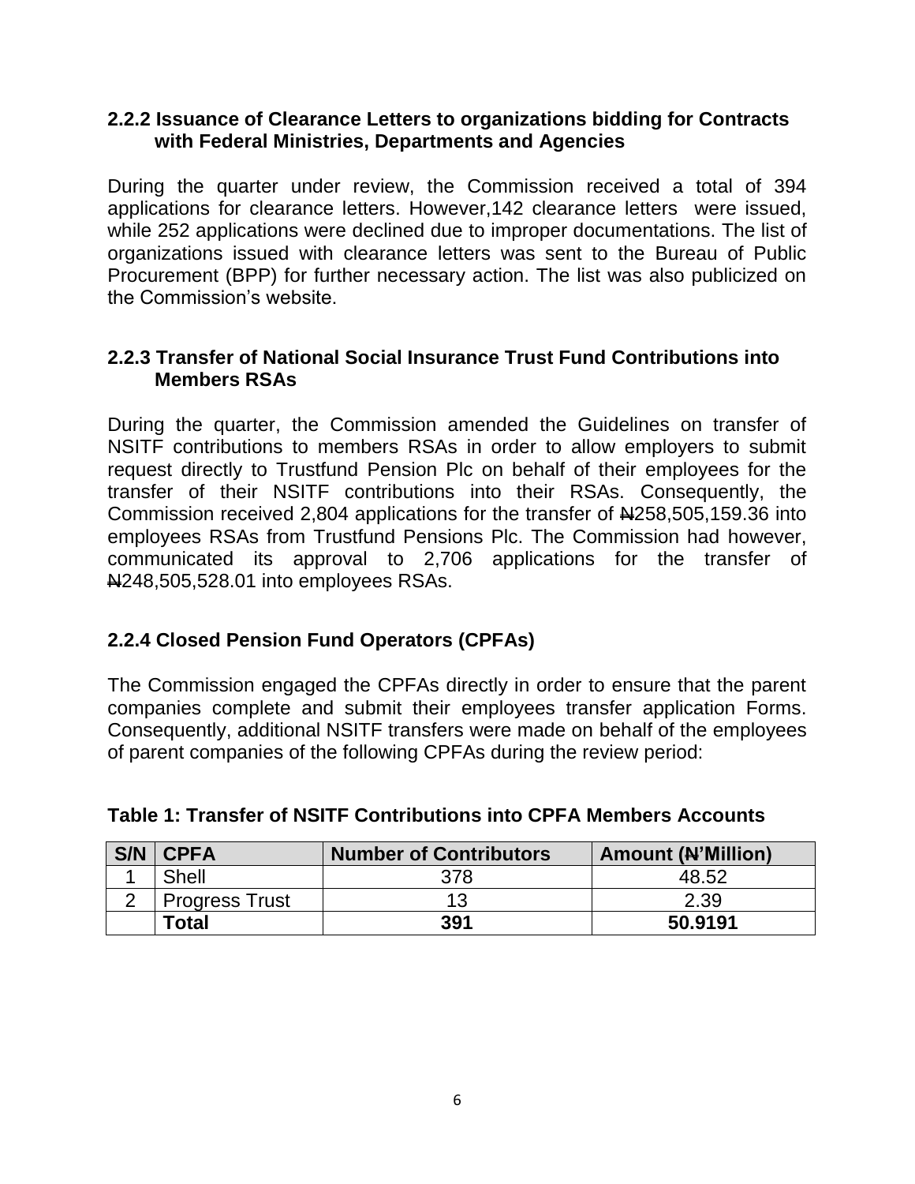### 2.2.2 Issuance of Clearance Letters to organizations bidding for Contracts with Federal Ministries, Departments and Agencies

During the quarter under review, the Commission received a total of 394 applications for clearance letters. However,142 clearance letters were issued, while 252 applications were declined due to improper documentations. The list of organizations issued with clearance letters was sent to the Bureau of Public Procurement (BPP) for further necessary action. The list was also publicized on the Commission's website.

### 2.2.3 Transfer of National Social Insurance Trust Fund Contributions into Members RSAs

During the quarter, the Commission amended the Guidelines on transfer of NSITF contributions to members RSAs in order to allow employers to submit request directly to Trustfund Pension Plc on behalf of their employees for the transfer of their NSITF contributions into their RSAs. Consequently, the Commission received 2,804 applications for the transfer of ₦258,505,159.36 into employees RSAs from Trustfund Pensions Plc. The Commission had however, communicated its approval to 2,706 applications for the transfer of ₦248,505,528.01 into employees RSAs.

### 2.2.4 Closed Pension Fund Operators (CPFAs)

The Commission engaged the CPFAs directly in order to ensure that the parent companies complete and submit their employees transfer application Forms. Consequently, additional NSITF transfers were made on behalf of the employees of parent companies of the following CPFAs during the review period:

**Table 1: Transfer of NSITF Contributions into CPFA Members Accounts**

| S/N | CPFA | Number of Contributors | Amount (₦'Million) |
|---|---|---|---|
| 1 | Shell | 378 | 48.52 |
| 2 | Progress Trust | 13 | 2.39 |
| | **Total** | **391** | **50.9191** |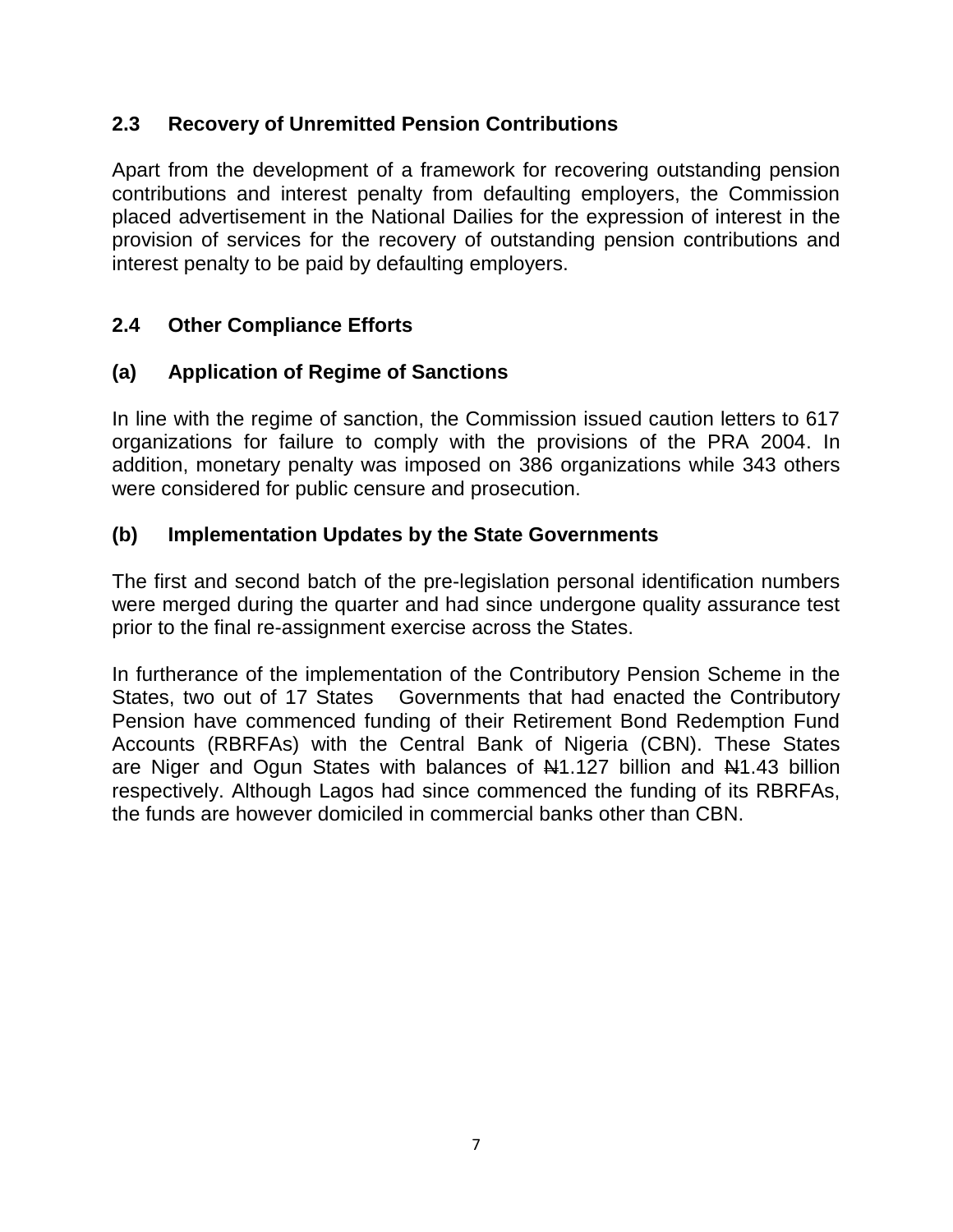## 2.3 Recovery of Unremitted Pension Contributions

Apart from the development of a framework for recovering outstanding pension contributions and interest penalty from defaulting employers, the Commission placed advertisement in the National Dailies for the expression of interest in the provision of services for the recovery of outstanding pension contributions and interest penalty to be paid by defaulting employers.

## 2.4 Other Compliance Efforts

### (a) Application of Regime of Sanctions

In line with the regime of sanction, the Commission issued caution letters to 617 organizations for failure to comply with the provisions of the PRA 2004. In addition, monetary penalty was imposed on 386 organizations while 343 others were considered for public censure and prosecution.

### (b) Implementation Updates by the State Governments

The first and second batch of the pre-legislation personal identification numbers were merged during the quarter and had since undergone quality assurance test prior to the final re-assignment exercise across the States.

In furtherance of the implementation of the Contributory Pension Scheme in the States, two out of 17 States Governments that had enacted the Contributory Pension have commenced funding of their Retirement Bond Redemption Fund Accounts (RBRFAs) with the Central Bank of Nigeria (CBN). These States are Niger and Ogun States with balances of ₦1.127 billion and ₦1.43 billion respectively. Although Lagos had since commenced the funding of its RBRFAs, the funds are however domiciled in commercial banks other than CBN.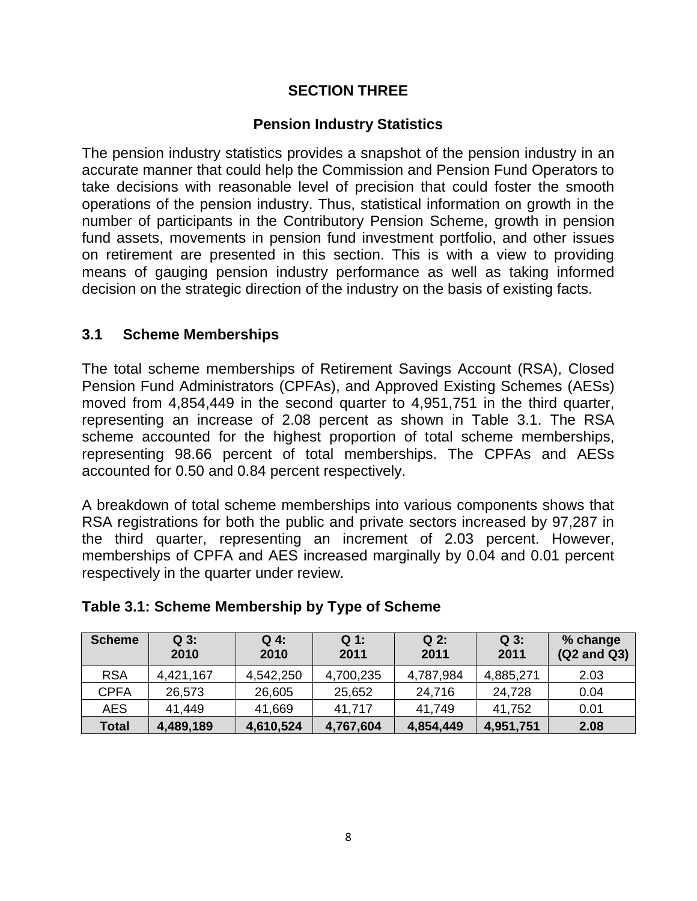# SECTION THREE

## Pension Industry Statistics

The pension industry statistics provides a snapshot of the pension industry in an accurate manner that could help the Commission and Pension Fund Operators to take decisions with reasonable level of precision that could foster the smooth operations of the pension industry. Thus, statistical information on growth in the number of participants in the Contributory Pension Scheme, growth in pension fund assets, movements in pension fund investment portfolio, and other issues on retirement are presented in this section. This is with a view to providing means of gauging pension industry performance as well as taking informed decision on the strategic direction of the industry on the basis of existing facts.

### 3.1 Scheme Memberships

The total scheme memberships of Retirement Savings Account (RSA), Closed Pension Fund Administrators (CPFAs), and Approved Existing Schemes (AESs) moved from 4,854,449 in the second quarter to 4,951,751 in the third quarter, representing an increase of 2.08 percent as shown in Table 3.1. The RSA scheme accounted for the highest proportion of total scheme memberships, representing 98.66 percent of total memberships. The CPFAs and AESs accounted for 0.50 and 0.84 percent respectively.

A breakdown of total scheme memberships into various components shows that RSA registrations for both the public and private sectors increased by 97,287 in the third quarter, representing an increment of 2.03 percent. However, memberships of CPFA and AES increased marginally by 0.04 and 0.01 percent respectively in the quarter under review.

**Table 3.1: Scheme Membership by Type of Scheme**

| Scheme | Q 3: 2010 | Q 4: 2010 | Q 1: 2011 | Q 2: 2011 | Q 3: 2011 | % change (Q2 and Q3) |
|---|---|---|---|---|---|---|
| RSA | 4,421,167 | 4,542,250 | 4,700,235 | 4,787,984 | 4,885,271 | 2.03 |
| CPFA | 26,573 | 26,605 | 25,652 | 24,716 | 24,728 | 0.04 |
| AES | 41,449 | 41,669 | 41,717 | 41,749 | 41,752 | 0.01 |
| **Total** | **4,489,189** | **4,610,524** | **4,767,604** | **4,854,449** | **4,951,751** | **2.08** |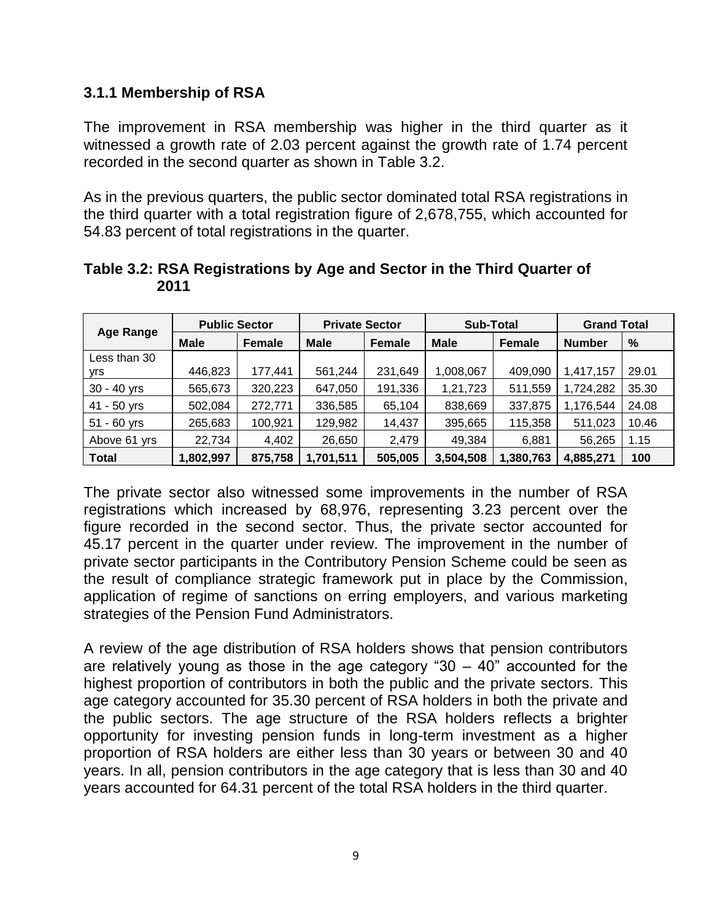### 3.1.1 Membership of RSA

The improvement in RSA membership was higher in the third quarter as it witnessed a growth rate of 2.03 percent against the growth rate of 1.74 percent recorded in the second quarter as shown in Table 3.2.

As in the previous quarters, the public sector dominated total RSA registrations in the third quarter with a total registration figure of 2,678,755, which accounted for 54.83 percent of total registrations in the quarter.

**Table 3.2: RSA Registrations by Age and Sector in the Third Quarter of 2011**

| Age Range | Public Sector | | Private Sector | | Sub-Total | | Grand Total | |
|---|---|---|---|---|---|---|---|---|
| | Male | Female | Male | Female | Male | Female | Number | % |
| Less than 30 yrs | 446,823 | 177,441 | 561,244 | 231,649 | 1,008,067 | 409,090 | 1,417,157 | 29.01 |
| 30 - 40 yrs | 565,673 | 320,223 | 647,050 | 191,336 | 1,21,723 | 511,559 | 1,724,282 | 35.30 |
| 41 - 50 yrs | 502,084 | 272,771 | 336,585 | 65,104 | 838,669 | 337,875 | 1,176,544 | 24.08 |
| 51 - 60 yrs | 265,683 | 100,921 | 129,982 | 14,437 | 395,665 | 115,358 | 511,023 | 10.46 |
| Above 61 yrs | 22,734 | 4,402 | 26,650 | 2,479 | 49,384 | 6,881 | 56,265 | 1.15 |
| **Total** | **1,802,997** | **875,758** | **1,701,511** | **505,005** | **3,504,508** | **1,380,763** | **4,885,271** | **100** |

The private sector also witnessed some improvements in the number of RSA registrations which increased by 68,976, representing 3.23 percent over the figure recorded in the second sector. Thus, the private sector accounted for 45.17 percent in the quarter under review. The improvement in the number of private sector participants in the Contributory Pension Scheme could be seen as the result of compliance strategic framework put in place by the Commission, application of regime of sanctions on erring employers, and various marketing strategies of the Pension Fund Administrators.

A review of the age distribution of RSA holders shows that pension contributors are relatively young as those in the age category "30 – 40" accounted for the highest proportion of contributors in both the public and the private sectors. This age category accounted for 35.30 percent of RSA holders in both the private and the public sectors. The age structure of the RSA holders reflects a brighter opportunity for investing pension funds in long-term investment as a higher proportion of RSA holders are either less than 30 years or between 30 and 40 years. In all, pension contributors in the age category that is less than 30 and 40 years accounted for 64.31 percent of the total RSA holders in the third quarter.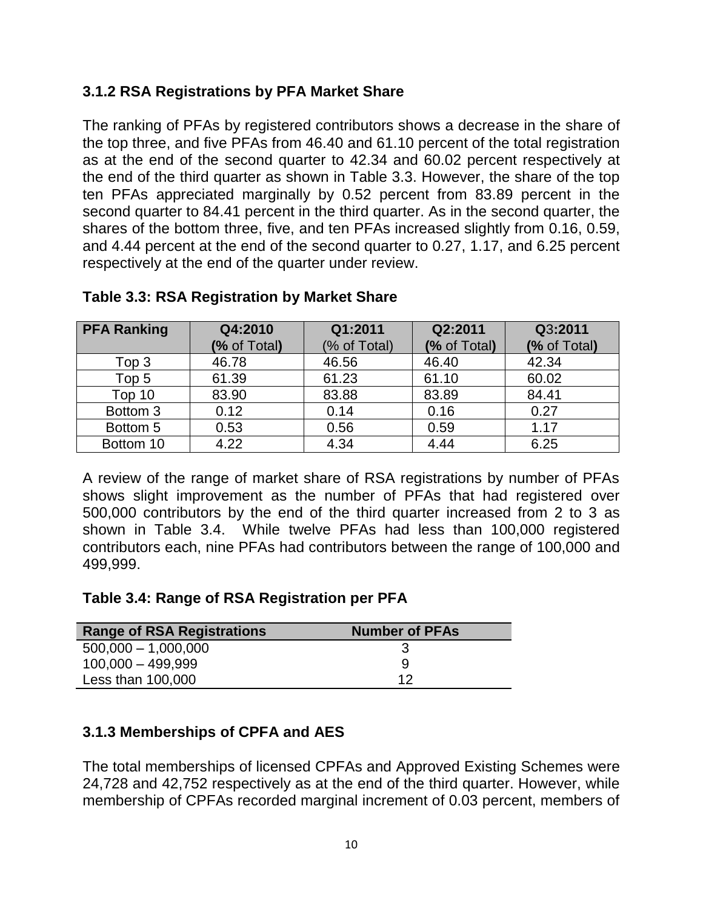### 3.1.2 RSA Registrations by PFA Market Share

The ranking of PFAs by registered contributors shows a decrease in the share of the top three, and five PFAs from 46.40 and 61.10 percent of the total registration as at the end of the second quarter to 42.34 and 60.02 percent respectively at the end of the third quarter as shown in Table 3.3. However, the share of the top ten PFAs appreciated marginally by 0.52 percent from 83.89 percent in the second quarter to 84.41 percent in the third quarter. As in the second quarter, the shares of the bottom three, five, and ten PFAs increased slightly from 0.16, 0.59, and 4.44 percent at the end of the second quarter to 0.27, 1.17, and 6.25 percent respectively at the end of the quarter under review.

**Table 3.3: RSA Registration by Market Share**

| PFA Ranking | Q4:2010 (% of Total) | Q1:2011 (% of Total) | Q2:2011 (% of Total) | Q3:2011 (% of Total) |
|---|---|---|---|---|
| Top 3 | 46.78 | 46.56 | 46.40 | 42.34 |
| Top 5 | 61.39 | 61.23 | 61.10 | 60.02 |
| Top 10 | 83.90 | 83.88 | 83.89 | 84.41 |
| Bottom 3 | 0.12 | 0.14 | 0.16 | 0.27 |
| Bottom 5 | 0.53 | 0.56 | 0.59 | 1.17 |
| Bottom 10 | 4.22 | 4.34 | 4.44 | 6.25 |

A review of the range of market share of RSA registrations by number of PFAs shows slight improvement as the number of PFAs that had registered over 500,000 contributors by the end of the third quarter increased from 2 to 3 as shown in Table 3.4. While twelve PFAs had less than 100,000 registered contributors each, nine PFAs had contributors between the range of 100,000 and 499,999.

**Table 3.4: Range of RSA Registration per PFA**

| Range of RSA Registrations | Number of PFAs |
|---|---|
| 500,000 – 1,000,000 | 3 |
| 100,000 – 499,999 | 9 |
| Less than 100,000 | 12 |

### 3.1.3 Memberships of CPFA and AES

The total memberships of licensed CPFAs and Approved Existing Schemes were 24,728 and 42,752 respectively as at the end of the third quarter. However, while membership of CPFAs recorded marginal increment of 0.03 percent, members of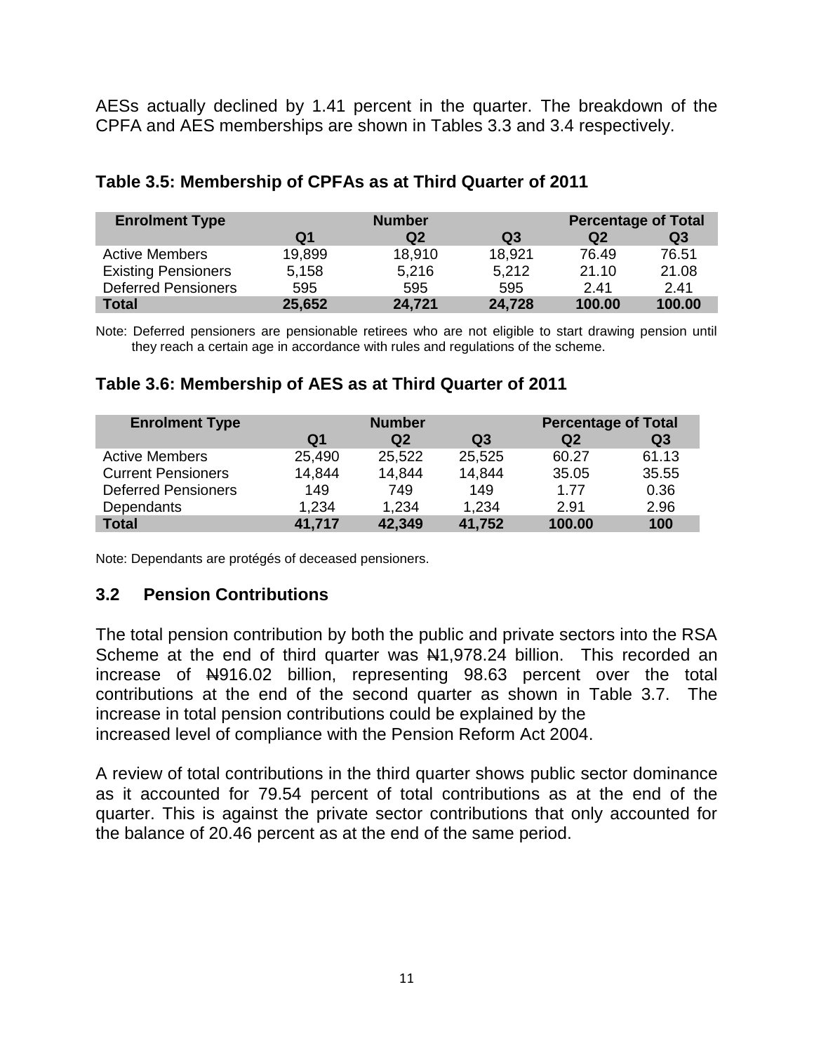AESs actually declined by 1.41 percent in the quarter. The breakdown of the CPFA and AES memberships are shown in Tables 3.3 and 3.4 respectively.

### Table 3.5: Membership of CPFAs as at Third Quarter of 2011

| Enrolment Type | Number | | | Percentage of Total | |
|---|---|---|---|---|---|
| | Q1 | Q2 | Q3 | Q2 | Q3 |
| Active Members | 19,899 | 18,910 | 18,921 | 76.49 | 76.51 |
| Existing Pensioners | 5,158 | 5,216 | 5,212 | 21.10 | 21.08 |
| Deferred Pensioners | 595 | 595 | 595 | 2.41 | 2.41 |
| **Total** | **25,652** | **24,721** | **24,728** | **100.00** | **100.00** |

Note: Deferred pensioners are pensionable retirees who are not eligible to start drawing pension until they reach a certain age in accordance with rules and regulations of the scheme.

### Table 3.6: Membership of AES as at Third Quarter of 2011

| Enrolment Type | Number | | | Percentage of Total | |
|---|---|---|---|---|---|
| | Q1 | Q2 | Q3 | Q2 | Q3 |
| Active Members | 25,490 | 25,522 | 25,525 | 60.27 | 61.13 |
| Current Pensioners | 14,844 | 14,844 | 14,844 | 35.05 | 35.55 |
| Deferred Pensioners | 149 | 749 | 149 | 1.77 | 0.36 |
| Dependants | 1,234 | 1,234 | 1,234 | 2.91 | 2.96 |
| **Total** | **41,717** | **42,349** | **41,752** | **100.00** | **100** |

Note: Dependants are protégés of deceased pensioners.

## 3.2 Pension Contributions

The total pension contribution by both the public and private sectors into the RSA Scheme at the end of third quarter was ₦1,978.24 billion. This recorded an increase of ₦916.02 billion, representing 98.63 percent over the total contributions at the end of the second quarter as shown in Table 3.7. The increase in total pension contributions could be explained by the increased level of compliance with the Pension Reform Act 2004.

A review of total contributions in the third quarter shows public sector dominance as it accounted for 79.54 percent of total contributions as at the end of the quarter. This is against the private sector contributions that only accounted for the balance of 20.46 percent as at the end of the same period.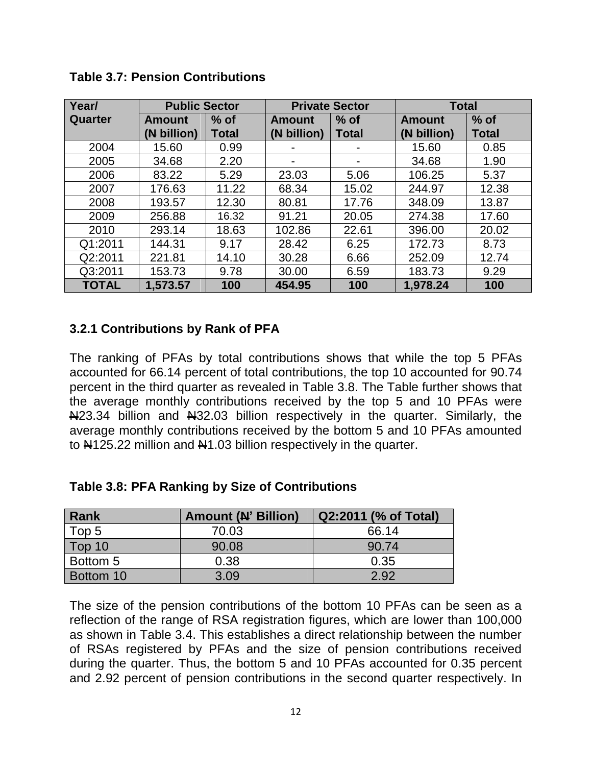**Table 3.7: Pension Contributions**

| Year/ Quarter | Public Sector | | Private Sector | | Total | |
|---|---|---|---|---|---|---|
| | Amount (₦ billion) | % of Total | Amount (₦ billion) | % of Total | Amount (₦ billion) | % of Total |
| 2004 | 15.60 | 0.99 | - | - | 15.60 | 0.85 |
| 2005 | 34.68 | 2.20 | - | - | 34.68 | 1.90 |
| 2006 | 83.22 | 5.29 | 23.03 | 5.06 | 106.25 | 5.37 |
| 2007 | 176.63 | 11.22 | 68.34 | 15.02 | 244.97 | 12.38 |
| 2008 | 193.57 | 12.30 | 80.81 | 17.76 | 348.09 | 13.87 |
| 2009 | 256.88 | 16.32 | 91.21 | 20.05 | 274.38 | 17.60 |
| 2010 | 293.14 | 18.63 | 102.86 | 22.61 | 396.00 | 20.02 |
| Q1:2011 | 144.31 | 9.17 | 28.42 | 6.25 | 172.73 | 8.73 |
| Q2:2011 | 221.81 | 14.10 | 30.28 | 6.66 | 252.09 | 12.74 |
| Q3:2011 | 153.73 | 9.78 | 30.00 | 6.59 | 183.73 | 9.29 |
| **TOTAL** | **1,573.57** | **100** | **454.95** | **100** | **1,978.24** | **100** |

### 3.2.1 Contributions by Rank of PFA

The ranking of PFAs by total contributions shows that while the top 5 PFAs accounted for 66.14 percent of total contributions, the top 10 accounted for 90.74 percent in the third quarter as revealed in Table 3.8. The Table further shows that the average monthly contributions received by the top 5 and 10 PFAs were ₦23.34 billion and ₦32.03 billion respectively in the quarter. Similarly, the average monthly contributions received by the bottom 5 and 10 PFAs amounted to ₦125.22 million and ₦1.03 billion respectively in the quarter.

**Table 3.8: PFA Ranking by Size of Contributions**

| Rank | Amount (₦' Billion) | Q2:2011 (% of Total) |
|---|---|---|
| Top 5 | 70.03 | 66.14 |
| Top 10 | 90.08 | 90.74 |
| Bottom 5 | 0.38 | 0.35 |
| Bottom 10 | 3.09 | 2.92 |

The size of the pension contributions of the bottom 10 PFAs can be seen as a reflection of the range of RSA registration figures, which are lower than 100,000 as shown in Table 3.4. This establishes a direct relationship between the number of RSAs registered by PFAs and the size of pension contributions received during the quarter. Thus, the bottom 5 and 10 PFAs accounted for 0.35 percent and 2.92 percent of pension contributions in the second quarter respectively. In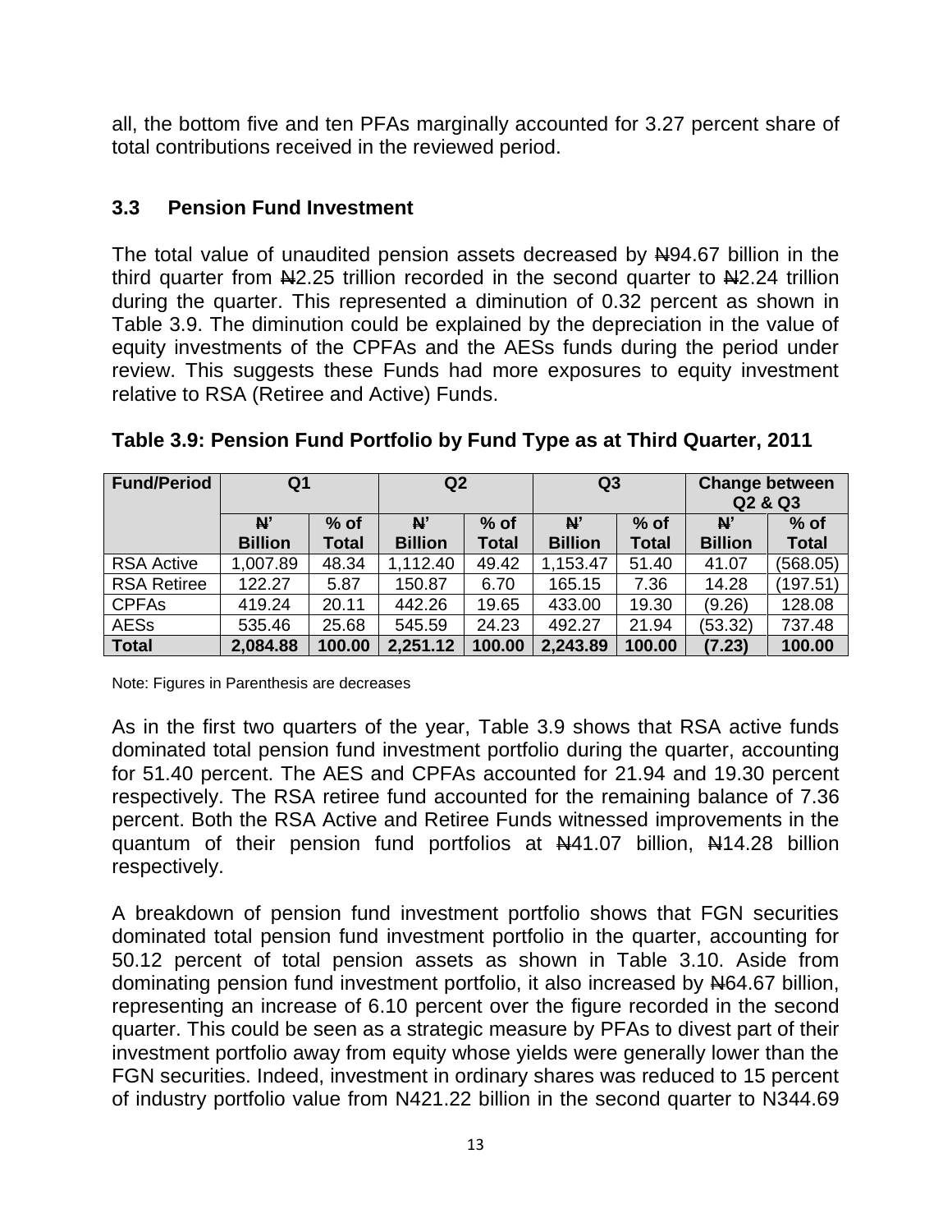all, the bottom five and ten PFAs marginally accounted for 3.27 percent share of total contributions received in the reviewed period.

### 3.3 Pension Fund Investment

The total value of unaudited pension assets decreased by ₦94.67 billion in the third quarter from ₦2.25 trillion recorded in the second quarter to ₦2.24 trillion during the quarter. This represented a diminution of 0.32 percent as shown in Table 3.9. The diminution could be explained by the depreciation in the value of equity investments of the CPFAs and the AESs funds during the period under review. This suggests these Funds had more exposures to equity investment relative to RSA (Retiree and Active) Funds.

**Table 3.9: Pension Fund Portfolio by Fund Type as at Third Quarter, 2011**

| Fund/Period | Q1 | | Q2 | | Q3 | | Change between Q2 & Q3 | |
|---|---|---|---|---|---|---|---|---|
| | ₦' Billion | % of Total | ₦' Billion | % of Total | ₦' Billion | % of Total | ₦' Billion | % of Total |
| RSA Active | 1,007.89 | 48.34 | 1,112.40 | 49.42 | 1,153.47 | 51.40 | 41.07 | (568.05) |
| RSA Retiree | 122.27 | 5.87 | 150.87 | 6.70 | 165.15 | 7.36 | 14.28 | (197.51) |
| CPFAs | 419.24 | 20.11 | 442.26 | 19.65 | 433.00 | 19.30 | (9.26) | 128.08 |
| AESs | 535.46 | 25.68 | 545.59 | 24.23 | 492.27 | 21.94 | (53.32) | 737.48 |
| **Total** | **2,084.88** | **100.00** | **2,251.12** | **100.00** | **2,243.89** | **100.00** | **(7.23)** | **100.00** |

Note: Figures in Parenthesis are decreases

As in the first two quarters of the year, Table 3.9 shows that RSA active funds dominated total pension fund investment portfolio during the quarter, accounting for 51.40 percent. The AES and CPFAs accounted for 21.94 and 19.30 percent respectively. The RSA retiree fund accounted for the remaining balance of 7.36 percent. Both the RSA Active and Retiree Funds witnessed improvements in the quantum of their pension fund portfolios at ₦41.07 billion, ₦14.28 billion respectively.

A breakdown of pension fund investment portfolio shows that FGN securities dominated total pension fund investment portfolio in the quarter, accounting for 50.12 percent of total pension assets as shown in Table 3.10. Aside from dominating pension fund investment portfolio, it also increased by ₦64.67 billion, representing an increase of 6.10 percent over the figure recorded in the second quarter. This could be seen as a strategic measure by PFAs to divest part of their investment portfolio away from equity whose yields were generally lower than the FGN securities. Indeed, investment in ordinary shares was reduced to 15 percent of industry portfolio value from N421.22 billion in the second quarter to N344.69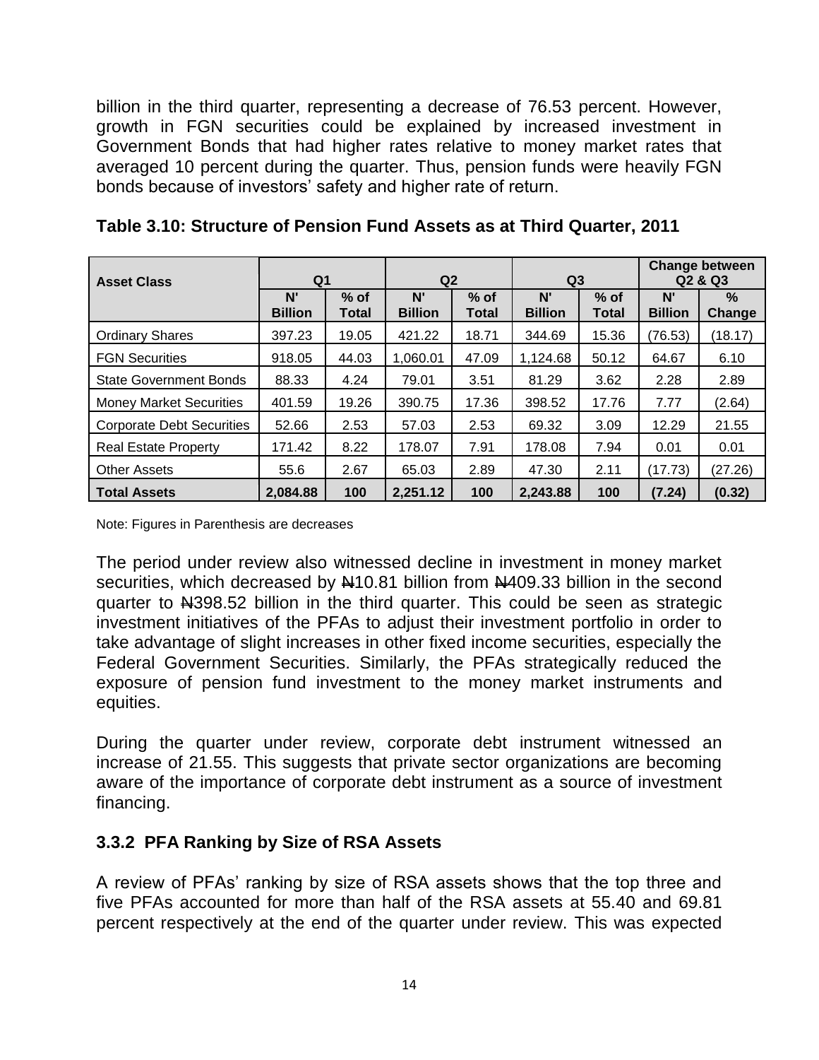billion in the third quarter, representing a decrease of 76.53 percent. However, growth in FGN securities could be explained by increased investment in Government Bonds that had higher rates relative to money market rates that averaged 10 percent during the quarter. Thus, pension funds were heavily FGN bonds because of investors' safety and higher rate of return.

**Table 3.10: Structure of Pension Fund Assets as at Third Quarter, 2011**

| Asset Class | Q1 | | Q2 | | Q3 | | Change between Q2 & Q3 | |
|---|---|---|---|---|---|---|---|---|
| | N' Billion | % of Total | N' Billion | % of Total | N' Billion | % of Total | N' Billion | % Change |
| Ordinary Shares | 397.23 | 19.05 | 421.22 | 18.71 | 344.69 | 15.36 | (76.53) | (18.17) |
| FGN Securities | 918.05 | 44.03 | 1,060.01 | 47.09 | 1,124.68 | 50.12 | 64.67 | 6.10 |
| State Government Bonds | 88.33 | 4.24 | 79.01 | 3.51 | 81.29 | 3.62 | 2.28 | 2.89 |
| Money Market Securities | 401.59 | 19.26 | 390.75 | 17.36 | 398.52 | 17.76 | 7.77 | (2.64) |
| Corporate Debt Securities | 52.66 | 2.53 | 57.03 | 2.53 | 69.32 | 3.09 | 12.29 | 21.55 |
| Real Estate Property | 171.42 | 8.22 | 178.07 | 7.91 | 178.08 | 7.94 | 0.01 | 0.01 |
| Other Assets | 55.6 | 2.67 | 65.03 | 2.89 | 47.30 | 2.11 | (17.73) | (27.26) |
| **Total Assets** | **2,084.88** | **100** | **2,251.12** | **100** | **2,243.88** | **100** | **(7.24)** | **(0.32)** |

Note: Figures in Parenthesis are decreases

The period under review also witnessed decline in investment in money market securities, which decreased by ₦10.81 billion from ₦409.33 billion in the second quarter to ₦398.52 billion in the third quarter. This could be seen as strategic investment initiatives of the PFAs to adjust their investment portfolio in order to take advantage of slight increases in other fixed income securities, especially the Federal Government Securities. Similarly, the PFAs strategically reduced the exposure of pension fund investment to the money market instruments and equities.

During the quarter under review, corporate debt instrument witnessed an increase of 21.55. This suggests that private sector organizations are becoming aware of the importance of corporate debt instrument as a source of investment financing.

### 3.3.2 PFA Ranking by Size of RSA Assets

A review of PFAs' ranking by size of RSA assets shows that the top three and five PFAs accounted for more than half of the RSA assets at 55.40 and 69.81 percent respectively at the end of the quarter under review. This was expected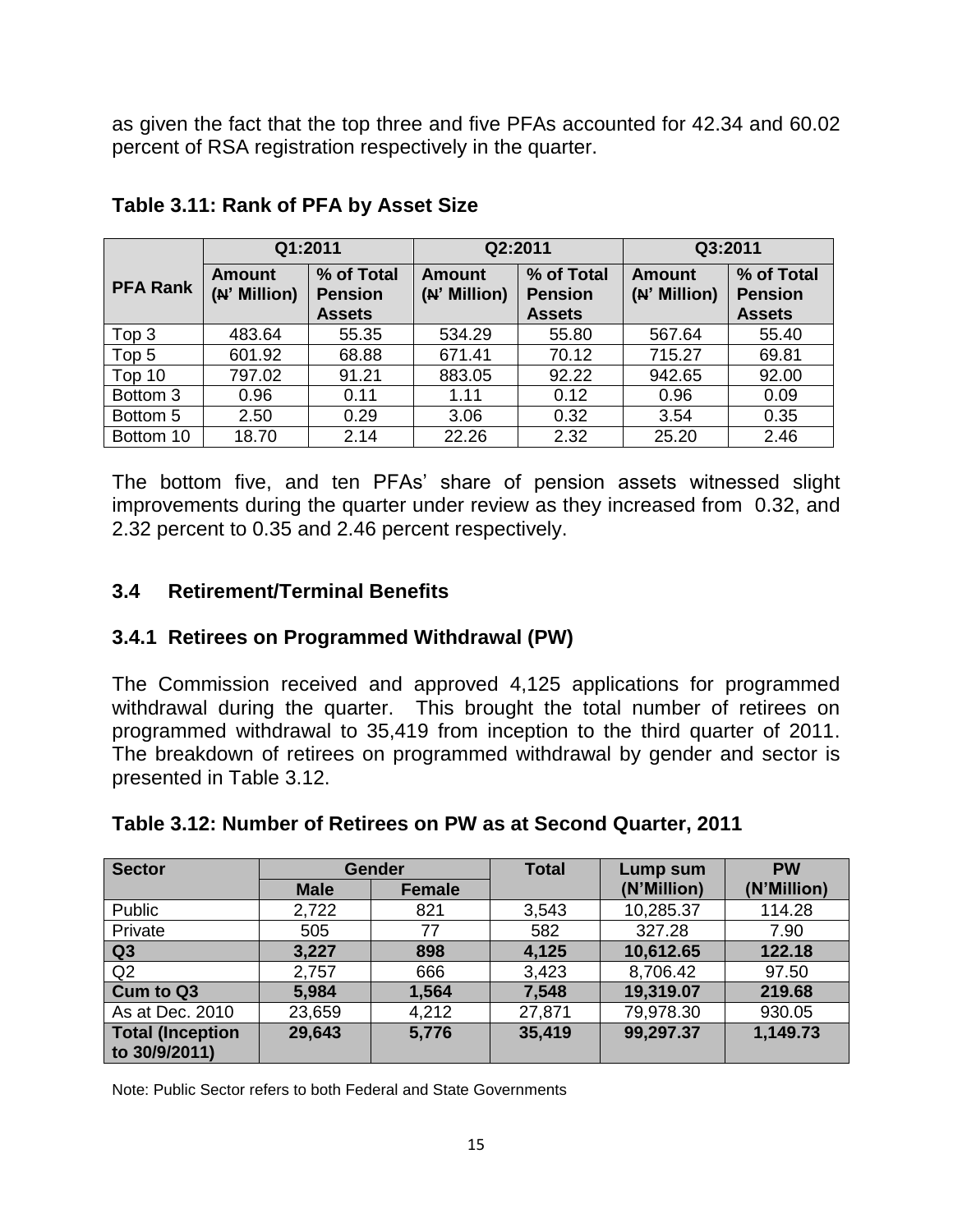as given the fact that the top three and five PFAs accounted for 42.34 and 60.02 percent of RSA registration respectively in the quarter.

**Table 3.11: Rank of PFA by Asset Size**

| PFA Rank | Q1:2011 | | Q2:2011 | | Q3:2011 | |
|---|---|---|---|---|---|---|
| | Amount (₦' Million) | % of Total Pension Assets | Amount (₦' Million) | % of Total Pension Assets | Amount (₦' Million) | % of Total Pension Assets |
| Top 3 | 483.64 | 55.35 | 534.29 | 55.80 | 567.64 | 55.40 |
| Top 5 | 601.92 | 68.88 | 671.41 | 70.12 | 715.27 | 69.81 |
| Top 10 | 797.02 | 91.21 | 883.05 | 92.22 | 942.65 | 92.00 |
| Bottom 3 | 0.96 | 0.11 | 1.11 | 0.12 | 0.96 | 0.09 |
| Bottom 5 | 2.50 | 0.29 | 3.06 | 0.32 | 3.54 | 0.35 |
| Bottom 10 | 18.70 | 2.14 | 22.26 | 2.32 | 25.20 | 2.46 |

The bottom five, and ten PFAs' share of pension assets witnessed slight improvements during the quarter under review as they increased from 0.32, and 2.32 percent to 0.35 and 2.46 percent respectively.

## 3.4 Retirement/Terminal Benefits

### 3.4.1 Retirees on Programmed Withdrawal (PW)

The Commission received and approved 4,125 applications for programmed withdrawal during the quarter. This brought the total number of retirees on programmed withdrawal to 35,419 from inception to the third quarter of 2011. The breakdown of retirees on programmed withdrawal by gender and sector is presented in Table 3.12.

**Table 3.12: Number of Retirees on PW as at Second Quarter, 2011**

| Sector | Gender | | Total | Lump sum (N'Million) | PW (N'Million) |
|---|---|---|---|---|---|
| | Male | Female | | | |
| Public | 2,722 | 821 | 3,543 | 10,285.37 | 114.28 |
| Private | 505 | 77 | 582 | 327.28 | 7.90 |
| **Q3** | **3,227** | **898** | **4,125** | **10,612.65** | **122.18** |
| Q2 | 2,757 | 666 | 3,423 | 8,706.42 | 97.50 |
| **Cum to Q3** | **5,984** | **1,564** | **7,548** | **19,319.07** | **219.68** |
| As at Dec. 2010 | 23,659 | 4,212 | 27,871 | 79,978.30 | 930.05 |
| **Total (Inception to 30/9/2011)** | **29,643** | **5,776** | **35,419** | **99,297.37** | **1,149.73** |

Note: Public Sector refers to both Federal and State Governments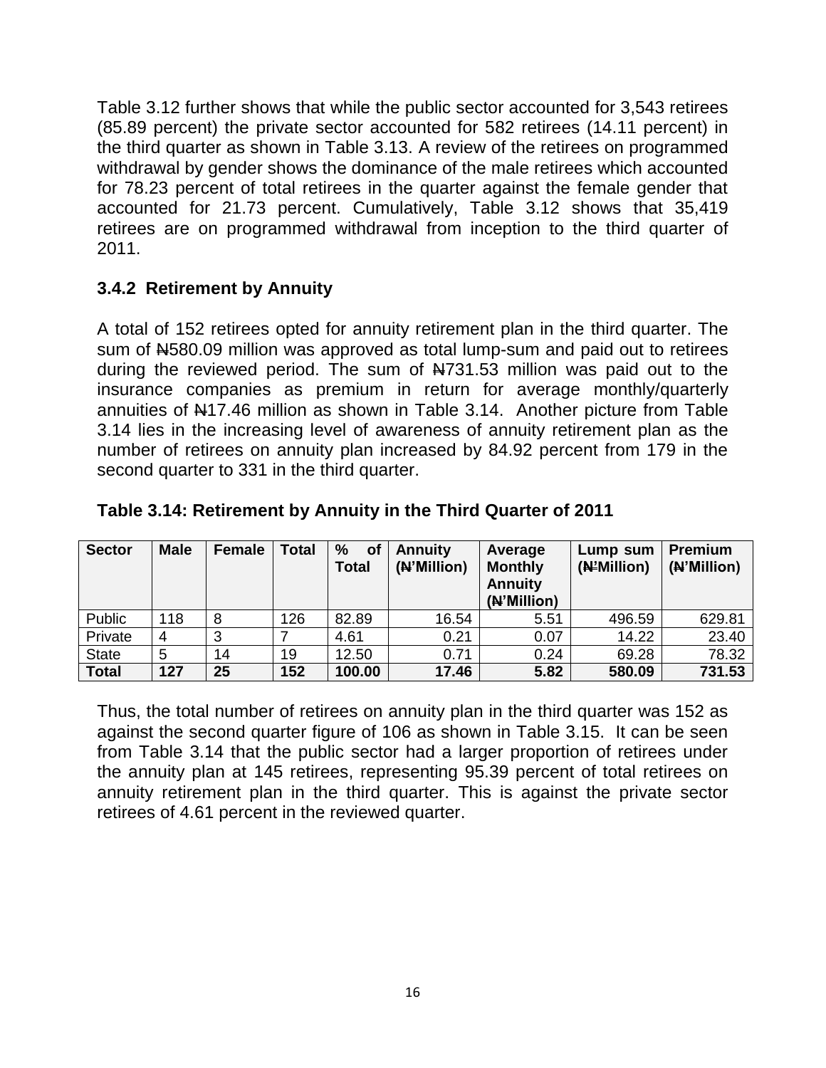Table 3.12 further shows that while the public sector accounted for 3,543 retirees (85.89 percent) the private sector accounted for 582 retirees (14.11 percent) in the third quarter as shown in Table 3.13. A review of the retirees on programmed withdrawal by gender shows the dominance of the male retirees which accounted for 78.23 percent of total retirees in the quarter against the female gender that accounted for 21.73 percent. Cumulatively, Table 3.12 shows that 35,419 retirees are on programmed withdrawal from inception to the third quarter of 2011.

### 3.4.2 Retirement by Annuity

A total of 152 retirees opted for annuity retirement plan in the third quarter. The sum of ₦580.09 million was approved as total lump-sum and paid out to retirees during the reviewed period. The sum of ₦731.53 million was paid out to the insurance companies as premium in return for average monthly/quarterly annuities of ₦17.46 million as shown in Table 3.14. Another picture from Table 3.14 lies in the increasing level of awareness of annuity retirement plan as the number of retirees on annuity plan increased by 84.92 percent from 179 in the second quarter to 331 in the third quarter.

**Table 3.14: Retirement by Annuity in the Third Quarter of 2011**

| Sector | Male | Female | Total | % of Total | Annuity (₦'Million) | Average Monthly Annuity (₦'Million) | Lump sum (₦'Million) | Premium (₦'Million) |
|---|---|---|---|---|---|---|---|---|
| Public | 118 | 8 | 126 | 82.89 | 16.54 | 5.51 | 496.59 | 629.81 |
| Private | 4 | 3 | 7 | 4.61 | 0.21 | 0.07 | 14.22 | 23.40 |
| State | 5 | 14 | 19 | 12.50 | 0.71 | 0.24 | 69.28 | 78.32 |
| **Total** | **127** | **25** | **152** | **100.00** | **17.46** | **5.82** | **580.09** | **731.53** |

Thus, the total number of retirees on annuity plan in the third quarter was 152 as against the second quarter figure of 106 as shown in Table 3.15. It can be seen from Table 3.14 that the public sector had a larger proportion of retirees under the annuity plan at 145 retirees, representing 95.39 percent of total retirees on annuity retirement plan in the third quarter. This is against the private sector retirees of 4.61 percent in the reviewed quarter.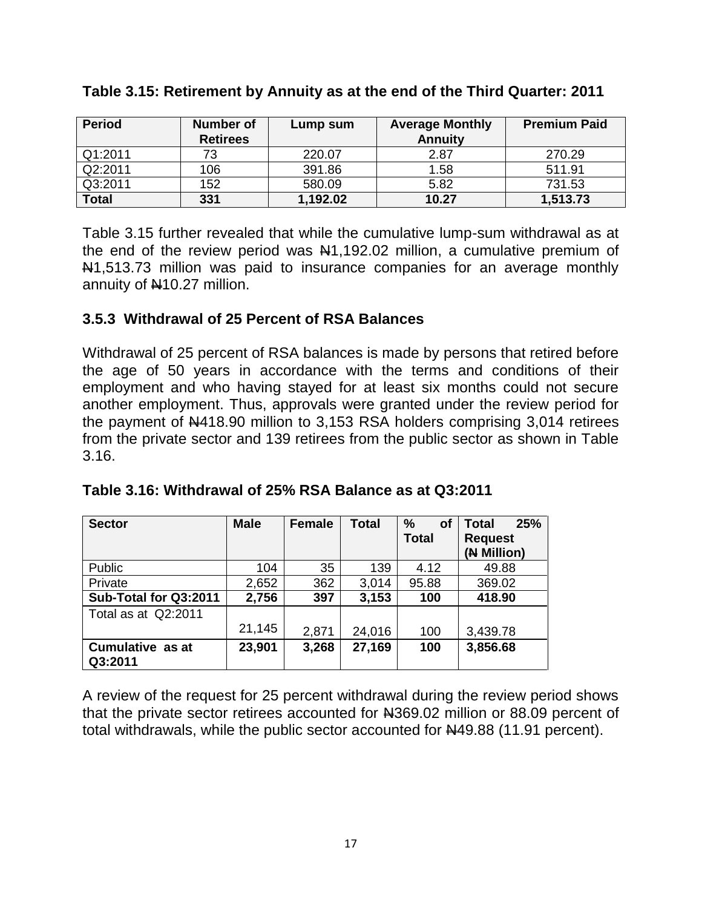**Table 3.15: Retirement by Annuity as at the end of the Third Quarter: 2011**

| Period | Number of Retirees | Lump sum | Average Monthly Annuity | Premium Paid |
|---|---|---|---|---|
| Q1:2011 | 73 | 220.07 | 2.87 | 270.29 |
| Q2:2011 | 106 | 391.86 | 1.58 | 511.91 |
| Q3:2011 | 152 | 580.09 | 5.82 | 731.53 |
| **Total** | **331** | **1,192.02** | **10.27** | **1,513.73** |

Table 3.15 further revealed that while the cumulative lump-sum withdrawal as at the end of the review period was ₦1,192.02 million, a cumulative premium of ₦1,513.73 million was paid to insurance companies for an average monthly annuity of ₦10.27 million.

### 3.5.3 Withdrawal of 25 Percent of RSA Balances

Withdrawal of 25 percent of RSA balances is made by persons that retired before the age of 50 years in accordance with the terms and conditions of their employment and who having stayed for at least six months could not secure another employment. Thus, approvals were granted under the review period for the payment of ₦418.90 million to 3,153 RSA holders comprising 3,014 retirees from the private sector and 139 retirees from the public sector as shown in Table 3.16.

**Table 3.16: Withdrawal of 25% RSA Balance as at Q3:2011**

| Sector | Male | Female | Total | % of Total | Total 25% Request (₦ Million) |
|---|---|---|---|---|---|
| Public | 104 | 35 | 139 | 4.12 | 49.88 |
| Private | 2,652 | 362 | 3,014 | 95.88 | 369.02 |
| **Sub-Total for Q3:2011** | **2,756** | **397** | **3,153** | **100** | **418.90** |
| Total as at Q2:2011 | 21,145 | 2,871 | 24,016 | 100 | 3,439.78 |
| **Cumulative as at Q3:2011** | **23,901** | **3,268** | **27,169** | **100** | **3,856.68** |

A review of the request for 25 percent withdrawal during the review period shows that the private sector retirees accounted for ₦369.02 million or 88.09 percent of total withdrawals, while the public sector accounted for ₦49.88 (11.91 percent).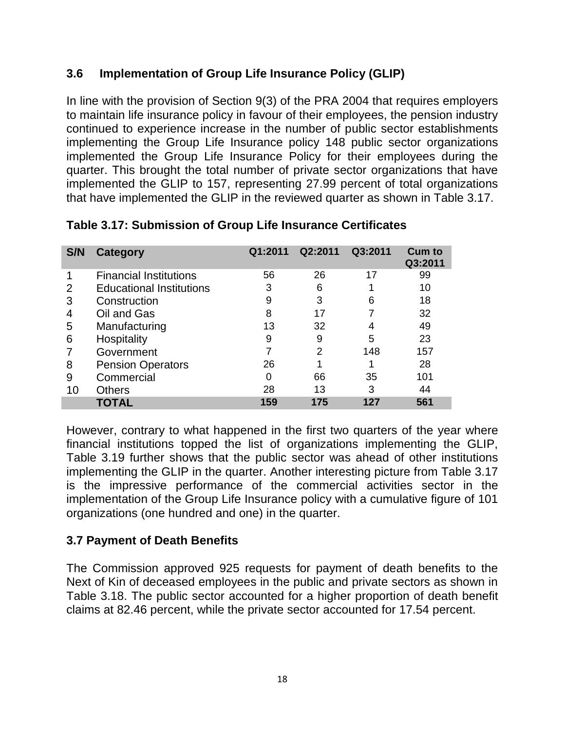### 3.6 Implementation of Group Life Insurance Policy (GLIP)

In line with the provision of Section 9(3) of the PRA 2004 that requires employers to maintain life insurance policy in favour of their employees, the pension industry continued to experience increase in the number of public sector establishments implementing the Group Life Insurance policy 148 public sector organizations implemented the Group Life Insurance Policy for their employees during the quarter. This brought the total number of private sector organizations that have implemented the GLIP to 157, representing 27.99 percent of total organizations that have implemented the GLIP in the reviewed quarter as shown in Table 3.17.

**Table 3.17: Submission of Group Life Insurance Certificates**

| S/N | Category | Q1:2011 | Q2:2011 | Q3:2011 | Cum to Q3:2011 |
|---|---|---|---|---|---|
| 1 | Financial Institutions | 56 | 26 | 17 | 99 |
| 2 | Educational Institutions | 3 | 6 | 1 | 10 |
| 3 | Construction | 9 | 3 | 6 | 18 |
| 4 | Oil and Gas | 8 | 17 | 7 | 32 |
| 5 | Manufacturing | 13 | 32 | 4 | 49 |
| 6 | Hospitality | 9 | 9 | 5 | 23 |
| 7 | Government | 7 | 2 | 148 | 157 |
| 8 | Pension Operators | 26 | 1 | 1 | 28 |
| 9 | Commercial | 0 | 66 | 35 | 101 |
| 10 | Others | 28 | 13 | 3 | 44 |
| | **TOTAL** | **159** | **175** | **127** | **561** |

However, contrary to what happened in the first two quarters of the year where financial institutions topped the list of organizations implementing the GLIP, Table 3.19 further shows that the public sector was ahead of other institutions implementing the GLIP in the quarter. Another interesting picture from Table 3.17 is the impressive performance of the commercial activities sector in the implementation of the Group Life Insurance policy with a cumulative figure of 101 organizations (one hundred and one) in the quarter.

### 3.7 Payment of Death Benefits

The Commission approved 925 requests for payment of death benefits to the Next of Kin of deceased employees in the public and private sectors as shown in Table 3.18. The public sector accounted for a higher proportion of death benefit claims at 82.46 percent, while the private sector accounted for 17.54 percent.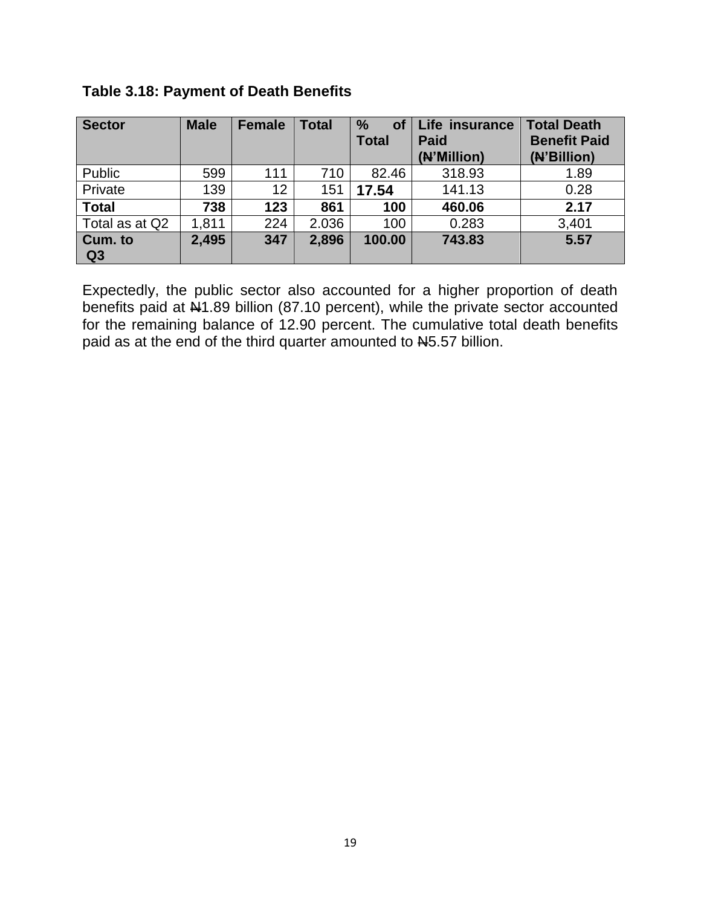**Table 3.18: Payment of Death Benefits**

| Sector | Male | Female | Total | % of Total | Life insurance Paid (₦'Million) | Total Death Benefit Paid (₦'Billion) |
|---|---|---|---|---|---|---|
| Public | 599 | 111 | 710 | 82.46 | 318.93 | 1.89 |
| Private | 139 | 12 | 151 | **17.54** | 141.13 | 0.28 |
| **Total** | **738** | **123** | **861** | **100** | **460.06** | **2.17** |
| Total as at Q2 | 1,811 | 224 | 2.036 | 100 | 0.283 | 3,401 |
| **Cum. to Q3** | **2,495** | **347** | **2,896** | **100.00** | **743.83** | **5.57** |

Expectedly, the public sector also accounted for a higher proportion of death benefits paid at ₦1.89 billion (87.10 percent), while the private sector accounted for the remaining balance of 12.90 percent. The cumulative total death benefits paid as at the end of the third quarter amounted to ₦5.57 billion.